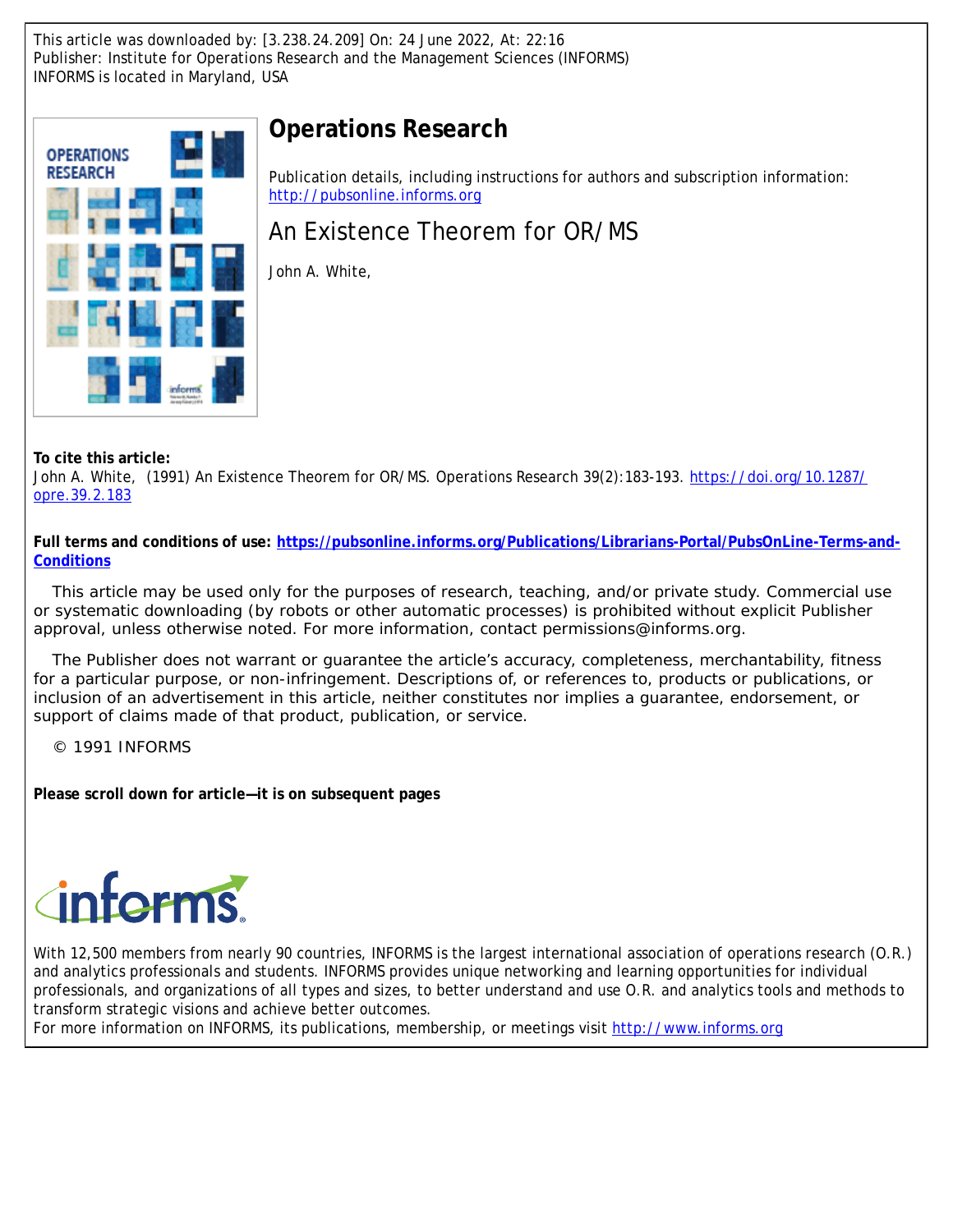This article was downloaded by: [3.238.24.209] On: 24 June 2022, At: 22:16
Publisher: Institute for Operations Research and the Management Sciences (INFORMS)
INFORMS is located in Maryland, USA

# Operations Research

Publication details, including instructions for authors and subscription information:
http://pubsonline.informs.org

## An Existence Theorem for OR/MS

John A. White,

**To cite this article:**

John A. White, (1991) An Existence Theorem for OR/MS. Operations Research 39(2):183-193. https://doi.org/10.1287/opre.39.2.183

**Full terms and conditions of use: https://pubsonline.informs.org/Publications/Librarians-Portal/PubsOnLine-Terms-and-Conditions**

This article may be used only for the purposes of research, teaching, and/or private study. Commercial use or systematic downloading (by robots or other automatic processes) is prohibited without explicit Publisher approval, unless otherwise noted. For more information, contact permissions@informs.org.

The Publisher does not warrant or guarantee the article's accuracy, completeness, merchantability, fitness for a particular purpose, or non-infringement. Descriptions of, or references to, products or publications, or inclusion of an advertisement in this article, neither constitutes nor implies a guarantee, endorsement, or support of claims made of that product, publication, or service.

© 1991 INFORMS

**Please scroll down for article—it is on subsequent pages**

With 12,500 members from nearly 90 countries, INFORMS is the largest international association of operations research (O.R.) and analytics professionals and students. INFORMS provides unique networking and learning opportunities for individual professionals, and organizations of all types and sizes, to better understand and use O.R. and analytics tools and methods to transform strategic visions and achieve better outcomes.
For more information on INFORMS, its publications, membership, or meetings visit http://www.informs.org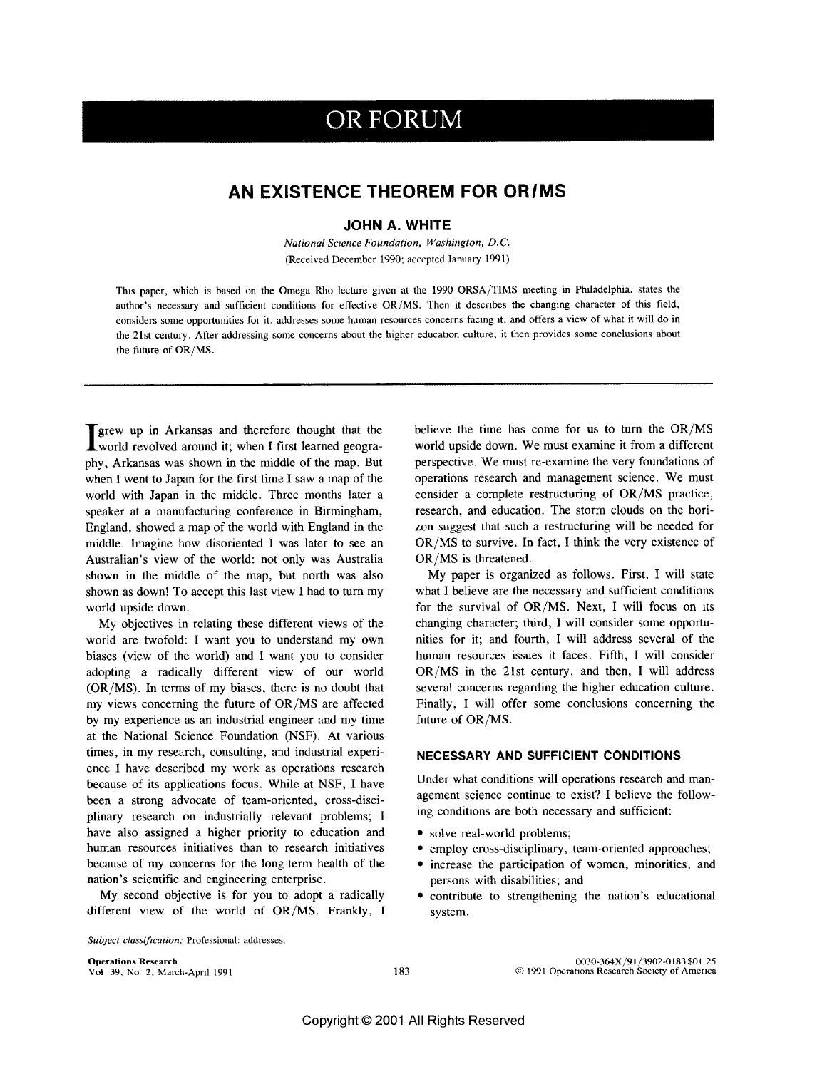# OR FORUM

## AN EXISTENCE THEOREM FOR OR/MS

**JOHN A. WHITE**

*National Science Foundation, Washington, D.C.*

(Received December 1990; accepted January 1991)

This paper, which is based on the Omega Rho lecture given at the 1990 ORSA/TIMS meeting in Philadelphia, states the author's necessary and sufficient conditions for effective OR/MS. Then it describes the changing character of this field, considers some opportunities for it, addresses some human resources concerns facing it, and offers a view of what it will do in the 21st century. After addressing some concerns about the higher education culture, it then provides some conclusions about the future of OR/MS.

---

I grew up in Arkansas and therefore thought that the world revolved around it; when I first learned geography, Arkansas was shown in the middle of the map. But when I went to Japan for the first time I saw a map of the world with Japan in the middle. Three months later a speaker at a manufacturing conference in Birmingham, England, showed a map of the world with England in the middle. Imagine how disoriented I was later to see an Australian's view of the world: not only was Australia shown in the middle of the map, but north was also shown as down! To accept this last view I had to turn my world upside down.

My objectives in relating these different views of the world are twofold: I want you to understand my own biases (view of the world) and I want you to consider adopting a radically different view of our world (OR/MS). In terms of my biases, there is no doubt that my views concerning the future of OR/MS are affected by my experience as an industrial engineer and my time at the National Science Foundation (NSF). At various times, in my research, consulting, and industrial experience I have described my work as operations research because of its applications focus. While at NSF, I have been a strong advocate of team-oriented, cross-disciplinary research on industrially relevant problems; I have also assigned a higher priority to education and human resources initiatives than to research initiatives because of my concerns for the long-term health of the nation's scientific and engineering enterprise.

My second objective is for you to adopt a radically different view of the world of OR/MS. Frankly, I believe the time has come for us to turn the OR/MS world upside down. We must examine it from a different perspective. We must re-examine the very foundations of operations research and management science. We must consider a complete restructuring of OR/MS practice, research, and education. The storm clouds on the horizon suggest that such a restructuring will be needed for OR/MS to survive. In fact, I think the very existence of OR/MS is threatened.

My paper is organized as follows. First, I will state what I believe are the necessary and sufficient conditions for the survival of OR/MS. Next, I will focus on its changing character; third, I will consider some opportunities for it; and fourth, I will address several of the human resources issues it faces. Fifth, I will consider OR/MS in the 21st century, and then, I will address several concerns regarding the higher education culture. Finally, I will offer some conclusions concerning the future of OR/MS.

### NECESSARY AND SUFFICIENT CONDITIONS

Under what conditions will operations research and management science continue to exist? I believe the following conditions are both necessary and sufficient:

- solve real-world problems;
- employ cross-disciplinary, team-oriented approaches;
- increase the participation of women, minorities, and persons with disabilities; and
- contribute to strengthening the nation's educational system.

*Subject classification:* Professional: addresses.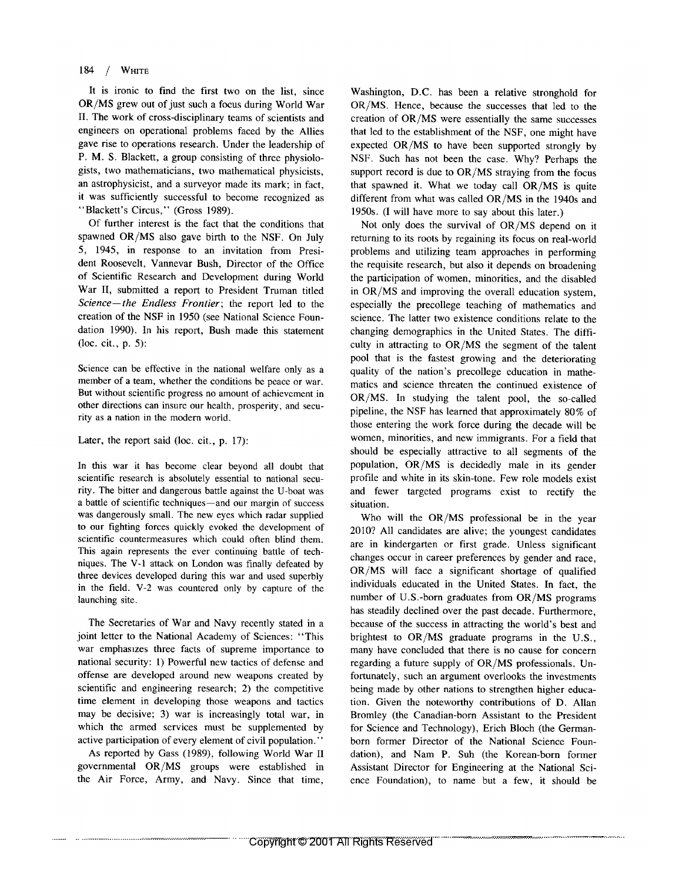It is ironic to find the first two on the list, since OR/MS grew out of just such a focus during World War II. The work of cross-disciplinary teams of scientists and engineers on operational problems faced by the Allies gave rise to operations research. Under the leadership of P. M. S. Blackett, a group consisting of three physiologists, two mathematicians, two mathematical physicists, an astrophysicist, and a surveyor made its mark; in fact, it was sufficiently successful to become recognized as "Blackett's Circus," (Gross 1989).

Of further interest is the fact that the conditions that spawned OR/MS also gave birth to the NSF. On July 5, 1945, in response to an invitation from President Roosevelt, Vannevar Bush, Director of the Office of Scientific Research and Development during World War II, submitted a report to President Truman titled *Science—the Endless Frontier*; the report led to the creation of the NSF in 1950 (see National Science Foundation 1990). In his report, Bush made this statement (loc. cit., p. 5):

> Science can be effective in the national welfare only as a member of a team, whether the conditions be peace or war. But without scientific progress no amount of achievement in other directions can insure our health, prosperity, and security as a nation in the modern world.

Later, the report said (loc. cit., p. 17):

> In this war it has become clear beyond all doubt that scientific research is absolutely essential to national security. The bitter and dangerous battle against the U-boat was a battle of scientific techniques—and our margin of success was dangerously small. The new eyes which radar supplied to our fighting forces quickly evoked the development of scientific countermeasures which could often blind them. This again represents the ever continuing battle of techniques. The V-1 attack on London was finally defeated by three devices developed during this war and used superbly in the field. V-2 was countered only by capture of the launching site.
>
> The Secretaries of War and Navy recently stated in a joint letter to the National Academy of Sciences: "This war emphasizes three facts of supreme importance to national security: 1) Powerful new tactics of defense and offense are developed around new weapons created by scientific and engineering research; 2) the competitive time element in developing those weapons and tactics may be decisive; 3) war is increasingly total war, in which the armed services must be supplemented by active participation of every element of civil population."

As reported by Gass (1989), following World War II governmental OR/MS groups were established in the Air Force, Army, and Navy. Since that time, Washington, D.C. has been a relative stronghold for OR/MS. Hence, because the successes that led to the creation of OR/MS were essentially the same successes that led to the establishment of the NSF, one might have expected OR/MS to have been supported strongly by NSF. Such has not been the case. Why? Perhaps the support record is due to OR/MS straying from the focus that spawned it. What we today call OR/MS is quite different from what was called OR/MS in the 1940s and 1950s. (I will have more to say about this later.)

Not only does the survival of OR/MS depend on it returning to its roots by regaining its focus on real-world problems and utilizing team approaches in performing the requisite research, but also it depends on broadening the participation of women, minorities, and the disabled in OR/MS and improving the overall education system, especially the precollege teaching of mathematics and science. The latter two existence conditions relate to the changing demographics in the United States. The difficulty in attracting to OR/MS the segment of the talent pool that is the fastest growing and the deteriorating quality of the nation's precollege education in mathematics and science threaten the continued existence of OR/MS. In studying the talent pool, the so-called pipeline, the NSF has learned that approximately 80% of those entering the work force during the decade will be women, minorities, and new immigrants. For a field that should be especially attractive to all segments of the population, OR/MS is decidedly male in its gender profile and white in its skin-tone. Few role models exist and fewer targeted programs exist to rectify the situation.

Who will the OR/MS professional be in the year 2010? All candidates are alive; the youngest candidates are in kindergarten or first grade. Unless significant changes occur in career preferences by gender and race, OR/MS will face a significant shortage of qualified individuals educated in the United States. In fact, the number of U.S.-born graduates from OR/MS programs has steadily declined over the past decade. Furthermore, because of the success in attracting the world's best and brightest to OR/MS graduate programs in the U.S., many have concluded that there is no cause for concern regarding a future supply of OR/MS professionals. Unfortunately, such an argument overlooks the investments being made by other nations to strengthen higher education. Given the noteworthy contributions of D. Allan Bromley (the Canadian-born Assistant to the President for Science and Technology), Erich Bloch (the German-born former Director of the National Science Foundation), and Nam P. Suh (the Korean-born former Assistant Director for Engineering at the National Science Foundation), to name but a few, it should be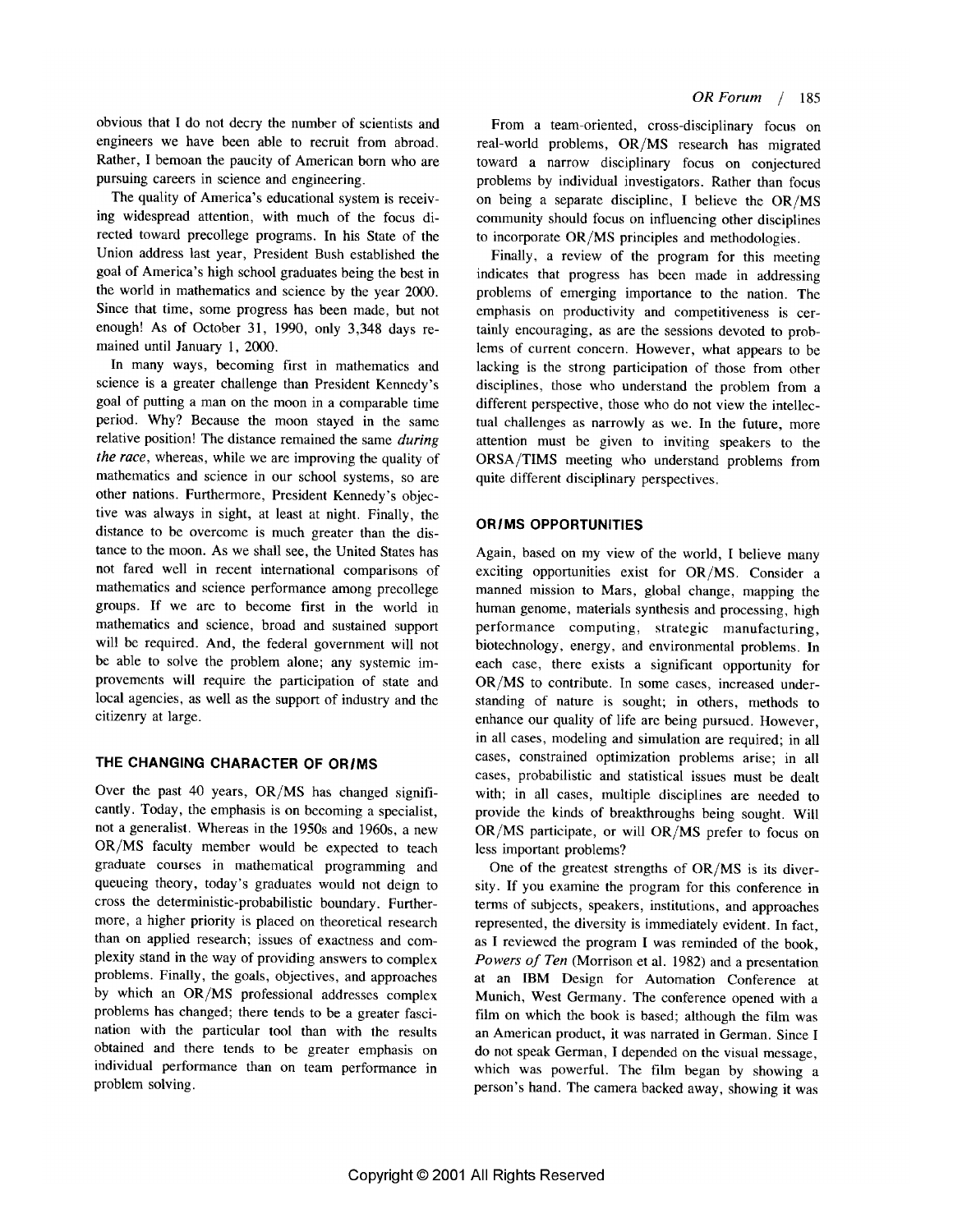obvious that I do not decry the number of scientists and engineers we have been able to recruit from abroad. Rather, I bemoan the paucity of American born who are pursuing careers in science and engineering.

The quality of America's educational system is receiving widespread attention, with much of the focus directed toward precollege programs. In his State of the Union address last year, President Bush established the goal of America's high school graduates being the best in the world in mathematics and science by the year 2000. Since that time, some progress has been made, but not enough! As of October 31, 1990, only 3,348 days remained until January 1, 2000.

In many ways, becoming first in mathematics and science is a greater challenge than President Kennedy's goal of putting a man on the moon in a comparable time period. Why? Because the moon stayed in the same relative position! The distance remained the same *during the race*, whereas, while we are improving the quality of mathematics and science in our school systems, so are other nations. Furthermore, President Kennedy's objective was always in sight, at least at night. Finally, the distance to be overcome is much greater than the distance to the moon. As we shall see, the United States has not fared well in recent international comparisons of mathematics and science performance among precollege groups. If we are to become first in the world in mathematics and science, broad and sustained support will be required. And, the federal government will not be able to solve the problem alone; any systemic improvements will require the participation of state and local agencies, as well as the support of industry and the citizenry at large.

## THE CHANGING CHARACTER OF OR/MS

Over the past 40 years, OR/MS has changed significantly. Today, the emphasis is on becoming a specialist, not a generalist. Whereas in the 1950s and 1960s, a new OR/MS faculty member would be expected to teach graduate courses in mathematical programming and queueing theory, today's graduates would not deign to cross the deterministic-probabilistic boundary. Furthermore, a higher priority is placed on theoretical research than on applied research; issues of exactness and complexity stand in the way of providing answers to complex problems. Finally, the goals, objectives, and approaches by which an OR/MS professional addresses complex problems has changed; there tends to be a greater fascination with the particular tool than with the results obtained and there tends to be greater emphasis on individual performance than on team performance in problem solving.

From a team-oriented, cross-disciplinary focus on real-world problems, OR/MS research has migrated toward a narrow disciplinary focus on conjectured problems by individual investigators. Rather than focus on being a separate discipline, I believe the OR/MS community should focus on influencing other disciplines to incorporate OR/MS principles and methodologies.

Finally, a review of the program for this meeting indicates that progress has been made in addressing problems of emerging importance to the nation. The emphasis on productivity and competitiveness is certainly encouraging, as are the sessions devoted to problems of current concern. However, what appears to be lacking is the strong participation of those from other disciplines, those who understand the problem from a different perspective, those who do not view the intellectual challenges as narrowly as we. In the future, more attention must be given to inviting speakers to the ORSA/TIMS meeting who understand problems from quite different disciplinary perspectives.

## OR/MS OPPORTUNITIES

Again, based on my view of the world, I believe many exciting opportunities exist for OR/MS. Consider a manned mission to Mars, global change, mapping the human genome, materials synthesis and processing, high performance computing, strategic manufacturing, biotechnology, energy, and environmental problems. In each case, there exists a significant opportunity for OR/MS to contribute. In some cases, increased understanding of nature is sought; in others, methods to enhance our quality of life are being pursued. However, in all cases, modeling and simulation are required; in all cases, constrained optimization problems arise; in all cases, probabilistic and statistical issues must be dealt with; in all cases, multiple disciplines are needed to provide the kinds of breakthroughs being sought. Will OR/MS participate, or will OR/MS prefer to focus on less important problems?

One of the greatest strengths of OR/MS is its diversity. If you examine the program for this conference in terms of subjects, speakers, institutions, and approaches represented, the diversity is immediately evident. In fact, as I reviewed the program I was reminded of the book, *Powers of Ten* (Morrison et al. 1982) and a presentation at an IBM Design for Automation Conference at Munich, West Germany. The conference opened with a film on which the book is based; although the film was an American product, it was narrated in German. Since I do not speak German, I depended on the visual message, which was powerful. The film began by showing a person's hand. The camera backed away, showing it was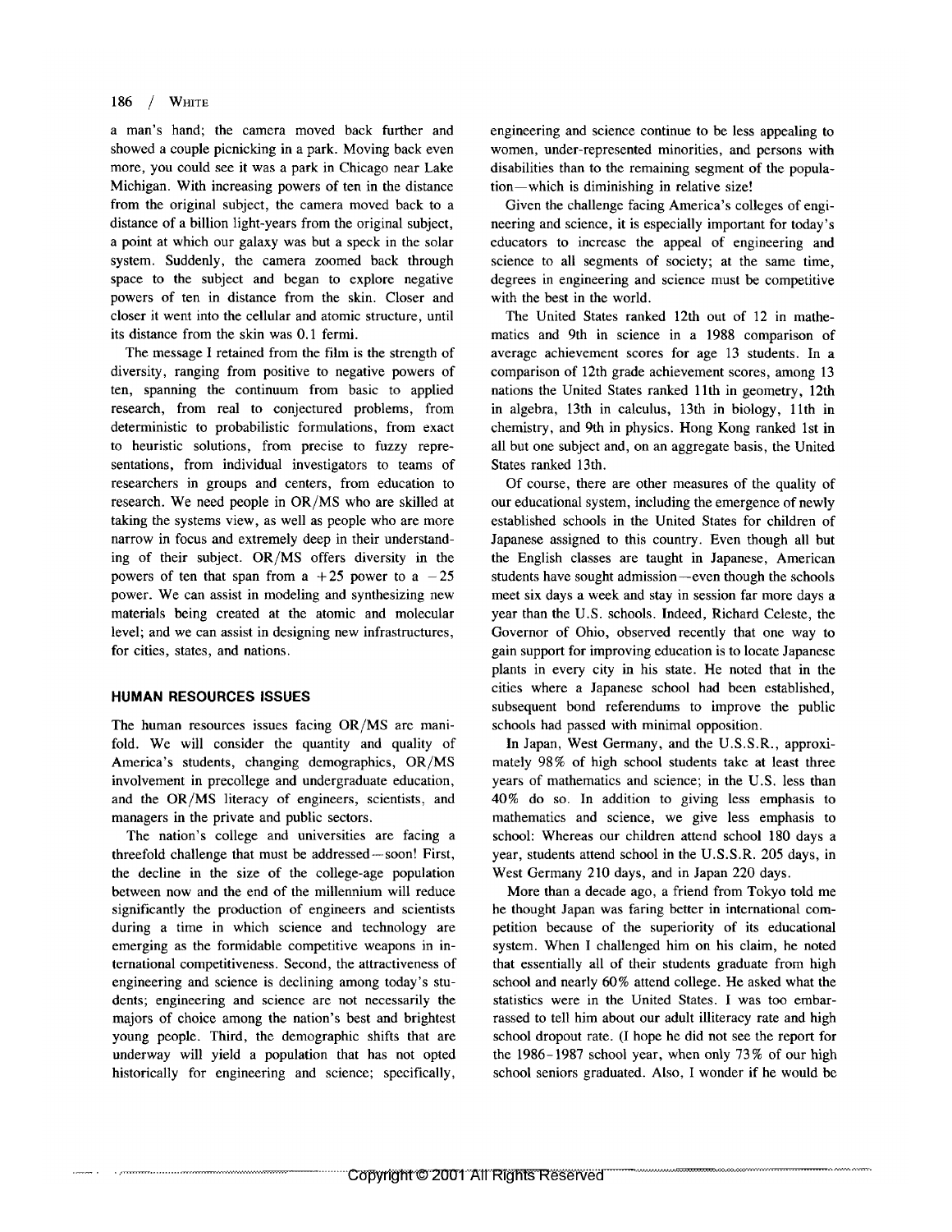a man's hand; the camera moved back further and showed a couple picnicking in a park. Moving back even more, you could see it was a park in Chicago near Lake Michigan. With increasing powers of ten in the distance from the original subject, the camera moved back to a distance of a billion light-years from the original subject, a point at which our galaxy was but a speck in the solar system. Suddenly, the camera zoomed back through space to the subject and began to explore negative powers of ten in distance from the skin. Closer and closer it went into the cellular and atomic structure, until its distance from the skin was 0.1 fermi.

The message I retained from the film is the strength of diversity, ranging from positive to negative powers of ten, spanning the continuum from basic to applied research, from real to conjectured problems, from deterministic to probabilistic formulations, from exact to heuristic solutions, from precise to fuzzy representations, from individual investigators to teams of researchers in groups and centers, from education to research. We need people in OR/MS who are skilled at taking the systems view, as well as people who are more narrow in focus and extremely deep in their understanding of their subject. OR/MS offers diversity in the powers of ten that span from a $+25$ power to a $-25$ power. We can assist in modeling and synthesizing new materials being created at the atomic and molecular level; and we can assist in designing new infrastructures, for cities, states, and nations.

## HUMAN RESOURCES ISSUES

The human resources issues facing OR/MS are manifold. We will consider the quantity and quality of America's students, changing demographics, OR/MS involvement in precollege and undergraduate education, and the OR/MS literacy of engineers, scientists, and managers in the private and public sectors.

The nation's college and universities are facing a threefold challenge that must be addressed—soon! First, the decline in the size of the college-age population between now and the end of the millennium will reduce significantly the production of engineers and scientists during a time in which science and technology are emerging as the formidable competitive weapons in international competitiveness. Second, the attractiveness of engineering and science is declining among today's students; engineering and science are not necessarily the majors of choice among the nation's best and brightest young people. Third, the demographic shifts that are underway will yield a population that has not opted historically for engineering and science; specifically, engineering and science continue to be less appealing to women, under-represented minorities, and persons with disabilities than to the remaining segment of the population—which is diminishing in relative size!

Given the challenge facing America's colleges of engineering and science, it is especially important for today's educators to increase the appeal of engineering and science to all segments of society; at the same time, degrees in engineering and science must be competitive with the best in the world.

The United States ranked 12th out of 12 in mathematics and 9th in science in a 1988 comparison of average achievement scores for age 13 students. In a comparison of 12th grade achievement scores, among 13 nations the United States ranked 11th in geometry, 12th in algebra, 13th in calculus, 13th in biology, 11th in chemistry, and 9th in physics. Hong Kong ranked 1st in all but one subject and, on an aggregate basis, the United States ranked 13th.

Of course, there are other measures of the quality of our educational system, including the emergence of newly established schools in the United States for children of Japanese assigned to this country. Even though all but the English classes are taught in Japanese, American students have sought admission—even though the schools meet six days a week and stay in session far more days a year than the U.S. schools. Indeed, Richard Celeste, the Governor of Ohio, observed recently that one way to gain support for improving education is to locate Japanese plants in every city in his state. He noted that in the cities where a Japanese school had been established, subsequent bond referendums to improve the public schools had passed with minimal opposition.

In Japan, West Germany, and the U.S.S.R., approximately 98% of high school students take at least three years of mathematics and science; in the U.S. less than 40% do so. In addition to giving less emphasis to mathematics and science, we give less emphasis to school: Whereas our children attend school 180 days a year, students attend school in the U.S.S.R. 205 days, in West Germany 210 days, and in Japan 220 days.

More than a decade ago, a friend from Tokyo told me he thought Japan was faring better in international competition because of the superiority of its educational system. When I challenged him on his claim, he noted that essentially all of their students graduate from high school and nearly 60% attend college. He asked what the statistics were in the United States. I was too embarrassed to tell him about our adult illiteracy rate and high school dropout rate. (I hope he did not see the report for the 1986–1987 school year, when only 73% of our high school seniors graduated. Also, I wonder if he would be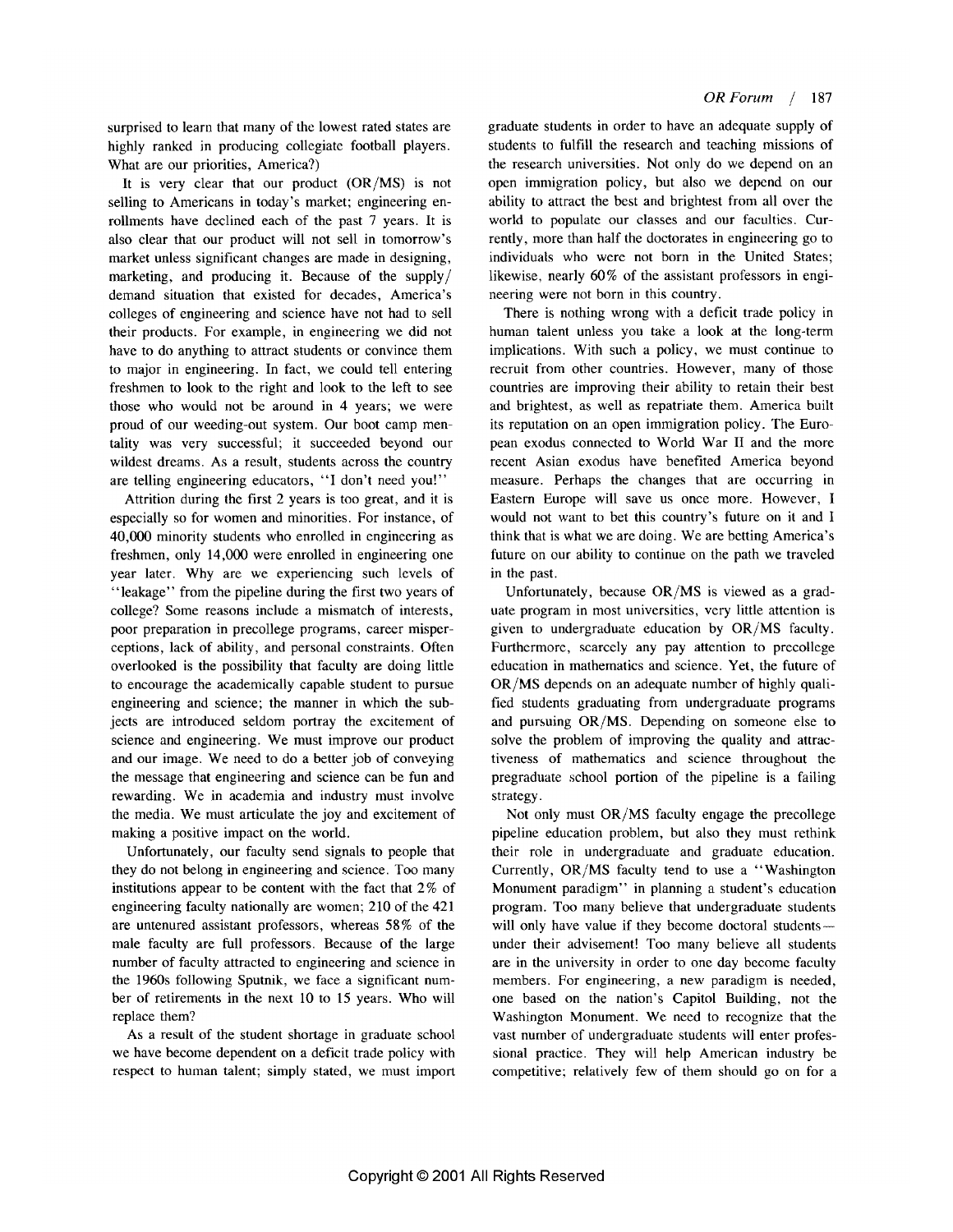surprised to learn that many of the lowest rated states are highly ranked in producing collegiate football players. What are our priorities, America?)

It is very clear that our product (OR/MS) is not selling to Americans in today's market; engineering enrollments have declined each of the past 7 years. It is also clear that our product will not sell in tomorrow's market unless significant changes are made in designing, marketing, and producing it. Because of the supply/demand situation that existed for decades, America's colleges of engineering and science have not had to sell their products. For example, in engineering we did not have to do anything to attract students or convince them to major in engineering. In fact, we could tell entering freshmen to look to the right and look to the left to see those who would not be around in 4 years; we were proud of our weeding-out system. Our boot camp mentality was very successful; it succeeded beyond our wildest dreams. As a result, students across the country are telling engineering educators, "I don't need you!"

Attrition during the first 2 years is too great, and it is especially so for women and minorities. For instance, of 40,000 minority students who enrolled in engineering as freshmen, only 14,000 were enrolled in engineering one year later. Why are we experiencing such levels of "leakage" from the pipeline during the first two years of college? Some reasons include a mismatch of interests, poor preparation in precollege programs, career misperceptions, lack of ability, and personal constraints. Often overlooked is the possibility that faculty are doing little to encourage the academically capable student to pursue engineering and science; the manner in which the subjects are introduced seldom portray the excitement of science and engineering. We must improve our product and our image. We need to do a better job of conveying the message that engineering and science can be fun and rewarding. We in academia and industry must involve the media. We must articulate the joy and excitement of making a positive impact on the world.

Unfortunately, our faculty send signals to people that they do not belong in engineering and science. Too many institutions appear to be content with the fact that 2% of engineering faculty nationally are women; 210 of the 421 are untenured assistant professors, whereas 58% of the male faculty are full professors. Because of the large number of faculty attracted to engineering and science in the 1960s following Sputnik, we face a significant number of retirements in the next 10 to 15 years. Who will replace them?

As a result of the student shortage in graduate school we have become dependent on a deficit trade policy with respect to human talent; simply stated, we must import graduate students in order to have an adequate supply of students to fulfill the research and teaching missions of the research universities. Not only do we depend on an open immigration policy, but also we depend on our ability to attract the best and brightest from all over the world to populate our classes and our faculties. Currently, more than half the doctorates in engineering go to individuals who were not born in the United States; likewise, nearly 60% of the assistant professors in engineering were not born in this country.

There is nothing wrong with a deficit trade policy in human talent unless you take a look at the long-term implications. With such a policy, we must continue to recruit from other countries. However, many of those countries are improving their ability to retain their best and brightest, as well as repatriate them. America built its reputation on an open immigration policy. The European exodus connected to World War II and the more recent Asian exodus have benefited America beyond measure. Perhaps the changes that are occurring in Eastern Europe will save us once more. However, I would not want to bet this country's future on it and I think that is what we are doing. We are betting America's future on our ability to continue on the path we traveled in the past.

Unfortunately, because OR/MS is viewed as a graduate program in most universities, very little attention is given to undergraduate education by OR/MS faculty. Furthermore, scarcely any pay attention to precollege education in mathematics and science. Yet, the future of OR/MS depends on an adequate number of highly qualified students graduating from undergraduate programs and pursuing OR/MS. Depending on someone else to solve the problem of improving the quality and attractiveness of mathematics and science throughout the pregraduate school portion of the pipeline is a failing strategy.

Not only must OR/MS faculty engage the precollege pipeline education problem, but also they must rethink their role in undergraduate and graduate education. Currently, OR/MS faculty tend to use a "Washington Monument paradigm" in planning a student's education program. Too many believe that undergraduate students will only have value if they become doctoral students—under their advisement! Too many believe all students are in the university in order to one day become faculty members. For engineering, a new paradigm is needed, one based on the nation's Capitol Building, not the Washington Monument. We need to recognize that the vast number of undergraduate students will enter professional practice. They will help American industry be competitive; relatively few of them should go on for a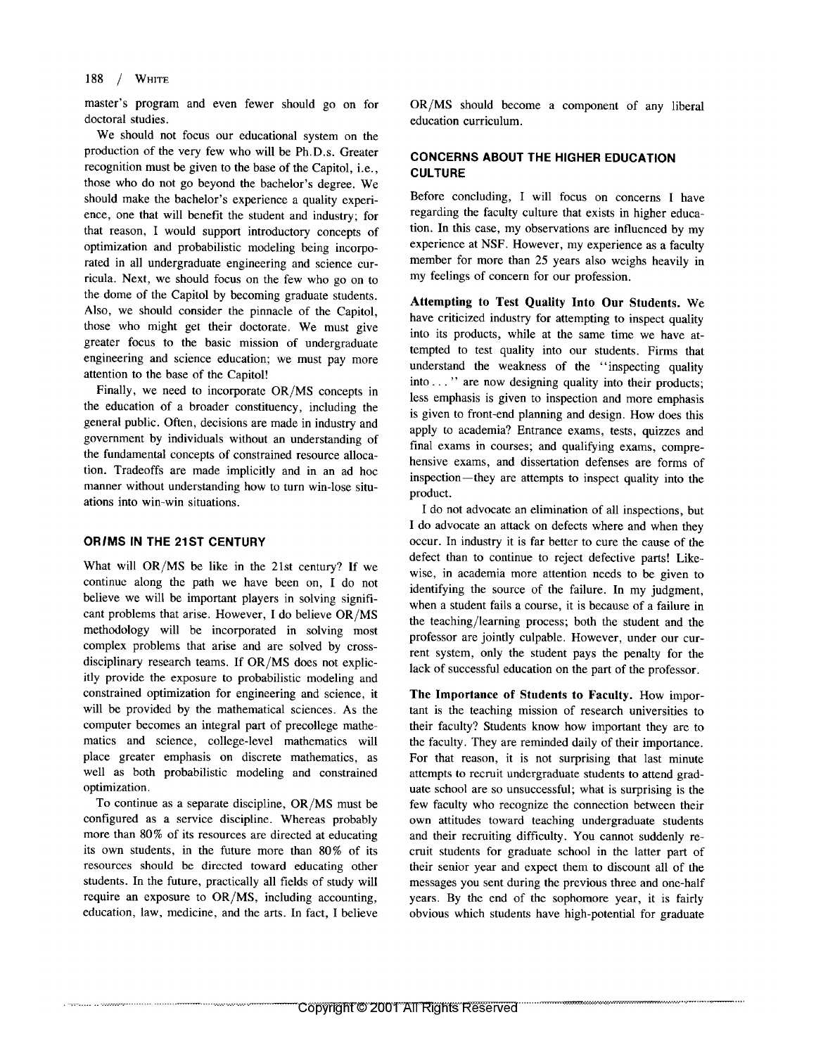master's program and even fewer should go on for doctoral studies.

We should not focus our educational system on the production of the very few who will be Ph.D.s. Greater recognition must be given to the base of the Capitol, i.e., those who do not go beyond the bachelor's degree. We should make the bachelor's experience a quality experience, one that will benefit the student and industry; for that reason, I would support introductory concepts of optimization and probabilistic modeling being incorporated in all undergraduate engineering and science curricula. Next, we should focus on the few who go on to the dome of the Capitol by becoming graduate students. Also, we should consider the pinnacle of the Capitol, those who might get their doctorate. We must give greater focus to the basic mission of undergraduate engineering and science education; we must pay more attention to the base of the Capitol!

Finally, we need to incorporate OR/MS concepts in the education of a broader constituency, including the general public. Often, decisions are made in industry and government by individuals without an understanding of the fundamental concepts of constrained resource allocation. Tradeoffs are made implicitly and in an ad hoc manner without understanding how to turn win-lose situations into win-win situations.

## OR/MS IN THE 21ST CENTURY

What will OR/MS be like in the 21st century? If we continue along the path we have been on, I do not believe we will be important players in solving significant problems that arise. However, I do believe OR/MS methodology will be incorporated in solving most complex problems that arise and are solved by cross-disciplinary research teams. If OR/MS does not explicitly provide the exposure to probabilistic modeling and constrained optimization for engineering and science, it will be provided by the mathematical sciences. As the computer becomes an integral part of precollege mathematics and science, college-level mathematics will place greater emphasis on discrete mathematics, as well as both probabilistic modeling and constrained optimization.

To continue as a separate discipline, OR/MS must be configured as a service discipline. Whereas probably more than 80% of its resources are directed at educating its own students, in the future more than 80% of its resources should be directed toward educating other students. In the future, practically all fields of study will require an exposure to OR/MS, including accounting, education, law, medicine, and the arts. In fact, I believe OR/MS should become a component of any liberal education curriculum.

## CONCERNS ABOUT THE HIGHER EDUCATION CULTURE

Before concluding, I will focus on concerns I have regarding the faculty culture that exists in higher education. In this case, my observations are influenced by my experience at NSF. However, my experience as a faculty member for more than 25 years also weighs heavily in my feelings of concern for our profession.

**Attempting to Test Quality Into Our Students.** We have criticized industry for attempting to inspect quality into its products, while at the same time we have attempted to test quality into our students. Firms that understand the weakness of the "inspecting quality into . . . " are now designing quality into their products; less emphasis is given to inspection and more emphasis is given to front-end planning and design. How does this apply to academia? Entrance exams, tests, quizzes and final exams in courses; and qualifying exams, comprehensive exams, and dissertation defenses are forms of inspection—they are attempts to inspect quality into the product.

I do not advocate an elimination of all inspections, but I do advocate an attack on defects where and when they occur. In industry it is far better to cure the cause of the defect than to continue to reject defective parts! Likewise, in academia more attention needs to be given to identifying the source of the failure. In my judgment, when a student fails a course, it is because of a failure in the teaching/learning process; both the student and the professor are jointly culpable. However, under our current system, only the student pays the penalty for the lack of successful education on the part of the professor.

**The Importance of Students to Faculty.** How important is the teaching mission of research universities to their faculty? Students know how important they are to the faculty. They are reminded daily of their importance. For that reason, it is not surprising that last minute attempts to recruit undergraduate students to attend graduate school are so unsuccessful; what is surprising is the few faculty who recognize the connection between their own attitudes toward teaching undergraduate students and their recruiting difficulty. You cannot suddenly recruit students for graduate school in the latter part of their senior year and expect them to discount all of the messages you sent during the previous three and one-half years. By the end of the sophomore year, it is fairly obvious which students have high-potential for graduate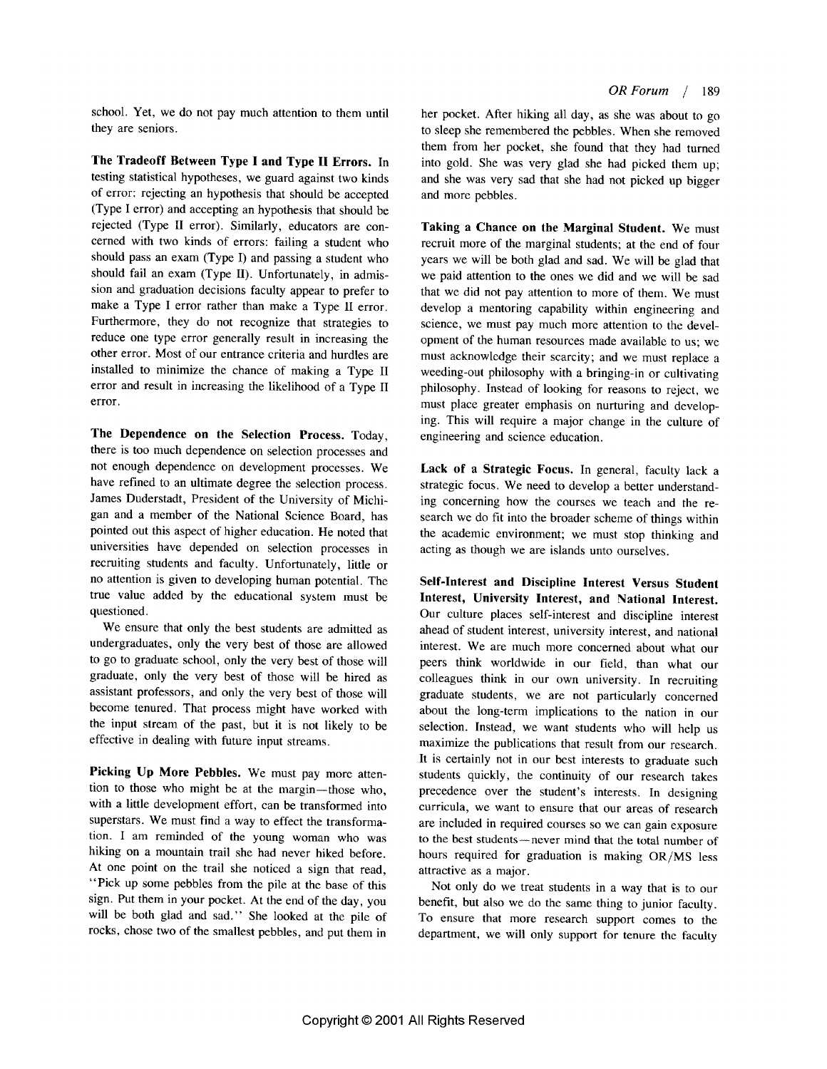school. Yet, we do not pay much attention to them until they are seniors.

**The Tradeoff Between Type I and Type II Errors.** In testing statistical hypotheses, we guard against two kinds of error: rejecting an hypothesis that should be accepted (Type I error) and accepting an hypothesis that should be rejected (Type II error). Similarly, educators are concerned with two kinds of errors: failing a student who should pass an exam (Type I) and passing a student who should fail an exam (Type II). Unfortunately, in admission and graduation decisions faculty appear to prefer to make a Type I error rather than make a Type II error. Furthermore, they do not recognize that strategies to reduce one type error generally result in increasing the other error. Most of our entrance criteria and hurdles are installed to minimize the chance of making a Type II error and result in increasing the likelihood of a Type II error.

**The Dependence on the Selection Process.** Today, there is too much dependence on selection processes and not enough dependence on development processes. We have refined to an ultimate degree the selection process. James Duderstadt, President of the University of Michigan and a member of the National Science Board, has pointed out this aspect of higher education. He noted that universities have depended on selection processes in recruiting students and faculty. Unfortunately, little or no attention is given to developing human potential. The true value added by the educational system must be questioned.

We ensure that only the best students are admitted as undergraduates, only the very best of those are allowed to go to graduate school, only the very best of those will graduate, only the very best of those will be hired as assistant professors, and only the very best of those will become tenured. That process might have worked with the input stream of the past, but it is not likely to be effective in dealing with future input streams.

**Picking Up More Pebbles.** We must pay more attention to those who might be at the margin—those who, with a little development effort, can be transformed into superstars. We must find a way to effect the transformation. I am reminded of the young woman who was hiking on a mountain trail she had never hiked before. At one point on the trail she noticed a sign that read, "Pick up some pebbles from the pile at the base of this sign. Put them in your pocket. At the end of the day, you will be both glad and sad." She looked at the pile of rocks, chose two of the smallest pebbles, and put them in her pocket. After hiking all day, as she was about to go to sleep she remembered the pebbles. When she removed them from her pocket, she found that they had turned into gold. She was very glad she had picked them up; and she was very sad that she had not picked up bigger and more pebbles.

**Taking a Chance on the Marginal Student.** We must recruit more of the marginal students; at the end of four years we will be both glad and sad. We will be glad that we paid attention to the ones we did and we will be sad that we did not pay attention to more of them. We must develop a mentoring capability within engineering and science, we must pay much more attention to the development of the human resources made available to us; we must acknowledge their scarcity; and we must replace a weeding-out philosophy with a bringing-in or cultivating philosophy. Instead of looking for reasons to reject, we must place greater emphasis on nurturing and developing. This will require a major change in the culture of engineering and science education.

**Lack of a Strategic Focus.** In general, faculty lack a strategic focus. We need to develop a better understanding concerning how the courses we teach and the research we do fit into the broader scheme of things within the academic environment; we must stop thinking and acting as though we are islands unto ourselves.

**Self-Interest and Discipline Interest Versus Student Interest, University Interest, and National Interest.** Our culture places self-interest and discipline interest ahead of student interest, university interest, and national interest. We are much more concerned about what our peers think worldwide in our field, than what our colleagues think in our own university. In recruiting graduate students, we are not particularly concerned about the long-term implications to the nation in our selection. Instead, we want students who will help us maximize the publications that result from our research. It is certainly not in our best interests to graduate such students quickly, the continuity of our research takes precedence over the student's interests. In designing curricula, we want to ensure that our areas of research are included in required courses so we can gain exposure to the best students—never mind that the total number of hours required for graduation is making OR/MS less attractive as a major.

Not only do we treat students in a way that is to our benefit, but also we do the same thing to junior faculty. To ensure that more research support comes to the department, we will only support for tenure the faculty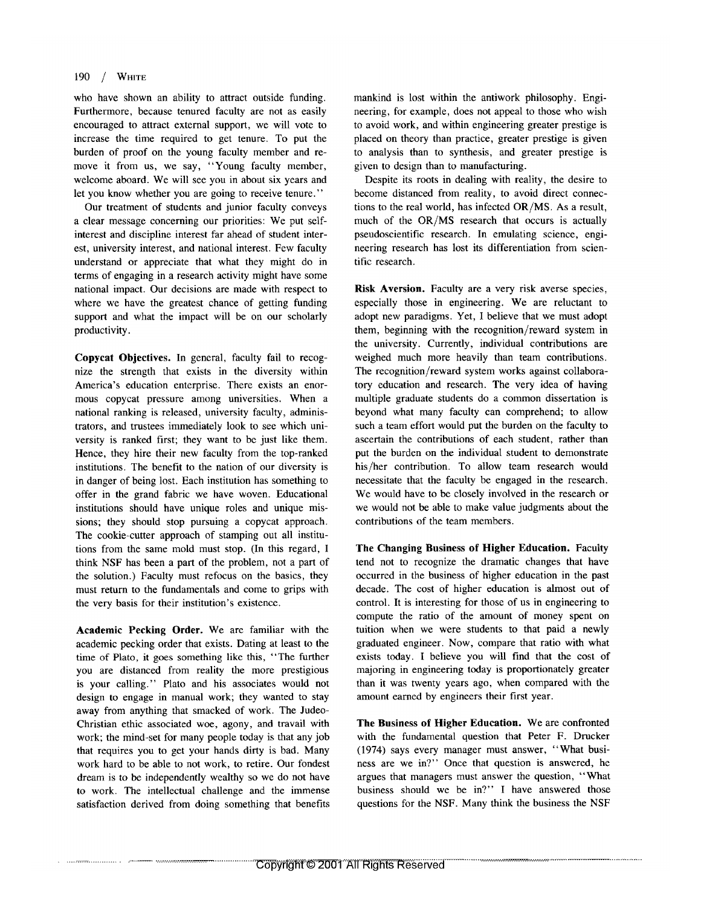who have shown an ability to attract outside funding. Furthermore, because tenured faculty are not as easily encouraged to attract external support, we will vote to increase the time required to get tenure. To put the burden of proof on the young faculty member and remove it from us, we say, "Young faculty member, welcome aboard. We will see you in about six years and let you know whether you are going to receive tenure."

Our treatment of students and junior faculty conveys a clear message concerning our priorities: We put self-interest and discipline interest far ahead of student interest, university interest, and national interest. Few faculty understand or appreciate that what they might do in terms of engaging in a research activity might have some national impact. Our decisions are made with respect to where we have the greatest chance of getting funding support and what the impact will be on our scholarly productivity.

**Copycat Objectives.** In general, faculty fail to recognize the strength that exists in the diversity within America's education enterprise. There exists an enormous copycat pressure among universities. When a national ranking is released, university faculty, administrators, and trustees immediately look to see which university is ranked first; they want to be just like them. Hence, they hire their new faculty from the top-ranked institutions. The benefit to the nation of our diversity is in danger of being lost. Each institution has something to offer in the grand fabric we have woven. Educational institutions should have unique roles and unique missions; they should stop pursuing a copycat approach. The cookie-cutter approach of stamping out all institutions from the same mold must stop. (In this regard, I think NSF has been a part of the problem, not a part of the solution.) Faculty must refocus on the basics, they must return to the fundamentals and come to grips with the very basis for their institution's existence.

**Academic Pecking Order.** We are familiar with the academic pecking order that exists. Dating at least to the time of Plato, it goes something like this, "The further you are distanced from reality the more prestigious is your calling." Plato and his associates would not design to engage in manual work; they wanted to stay away from anything that smacked of work. The Judeo-Christian ethic associated woe, agony, and travail with work; the mind-set for many people today is that any job that requires you to get your hands dirty is bad. Many work hard to be able to not work, to retire. Our fondest dream is to be independently wealthy so we do not have to work. The intellectual challenge and the immense satisfaction derived from doing something that benefits mankind is lost within the antiwork philosophy. Engineering, for example, does not appeal to those who wish to avoid work, and within engineering greater prestige is placed on theory than practice, greater prestige is given to analysis than to synthesis, and greater prestige is given to design than to manufacturing.

Despite its roots in dealing with reality, the desire to become distanced from reality, to avoid direct connections to the real world, has infected OR/MS. As a result, much of the OR/MS research that occurs is actually pseudoscientific research. In emulating science, engineering research has lost its differentiation from scientific research.

**Risk Aversion.** Faculty are a very risk averse species, especially those in engineering. We are reluctant to adopt new paradigms. Yet, I believe that we must adopt them, beginning with the recognition/reward system in the university. Currently, individual contributions are weighed much more heavily than team contributions. The recognition/reward system works against collaboratory education and research. The very idea of having multiple graduate students do a common dissertation is beyond what many faculty can comprehend; to allow such a team effort would put the burden on the faculty to ascertain the contributions of each student, rather than put the burden on the individual student to demonstrate his/her contribution. To allow team research would necessitate that the faculty be engaged in the research. We would have to be closely involved in the research or we would not be able to make value judgments about the contributions of the team members.

**The Changing Business of Higher Education.** Faculty tend not to recognize the dramatic changes that have occurred in the business of higher education in the past decade. The cost of higher education is almost out of control. It is interesting for those of us in engineering to compute the ratio of the amount of money spent on tuition when we were students to that paid a newly graduated engineer. Now, compare that ratio with what exists today. I believe you will find that the cost of majoring in engineering today is proportionately greater than it was twenty years ago, when compared with the amount earned by engineers their first year.

**The Business of Higher Education.** We are confronted with the fundamental question that Peter F. Drucker (1974) says every manager must answer, "What business are we in?" Once that question is answered, he argues that managers must answer the question, "What business should we be in?" I have answered those questions for the NSF. Many think the business the NSF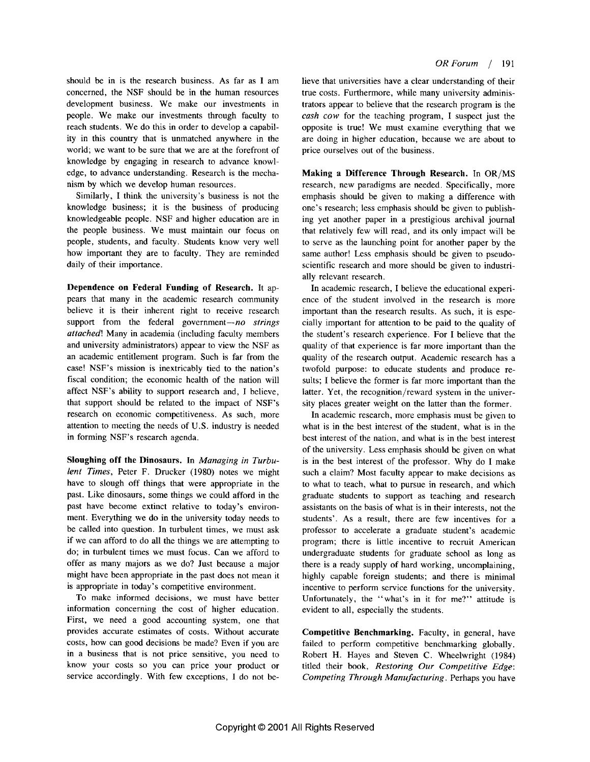should be in is the research business. As far as I am concerned, the NSF should be in the human resources development business. We make our investments in people. We make our investments through faculty to reach students. We do this in order to develop a capability in this country that is unmatched anywhere in the world; we want to be sure that we are at the forefront of knowledge by engaging in research to advance knowledge, to advance understanding. Research is the mechanism by which we develop human resources.

Similarly, I think the university's business is not the knowledge business; it is the business of producing knowledgeable people. NSF and higher education are in the people business. We must maintain our focus on people, students, and faculty. Students know very well how important they are to faculty. They are reminded daily of their importance.

**Dependence on Federal Funding of Research.** It appears that many in the academic research community believe it is their inherent right to receive research support from the federal government—*no strings attached*! Many in academia (including faculty members and university administrators) appear to view the NSF as an academic entitlement program. Such is far from the case! NSF's mission is inextricably tied to the nation's fiscal condition; the economic health of the nation will affect NSF's ability to support research and, I believe, that support should be related to the impact of NSF's research on economic competitiveness. As such, more attention to meeting the needs of U.S. industry is needed in forming NSF's research agenda.

**Sloughing off the Dinosaurs.** In *Managing in Turbulent Times*, Peter F. Drucker (1980) notes we might have to slough off things that were appropriate in the past. Like dinosaurs, some things we could afford in the past have become extinct relative to today's environment. Everything we do in the university today needs to be called into question. In turbulent times, we must ask if we can afford to do all the things we are attempting to do; in turbulent times we must focus. Can we afford to offer as many majors as we do? Just because a major might have been appropriate in the past does not mean it is appropriate in today's competitive environment.

To make informed decisions, we must have better information concerning the cost of higher education. First, we need a good accounting system, one that provides accurate estimates of costs. Without accurate costs, how can good decisions be made? Even if you are in a business that is not price sensitive, you need to know your costs so you can price your product or service accordingly. With few exceptions, I do not believe that universities have a clear understanding of their true costs. Furthermore, while many university administrators appear to believe that the research program is the *cash cow* for the teaching program, I suspect just the opposite is true! We must examine everything that we are doing in higher education, because we are about to price ourselves out of the business.

**Making a Difference Through Research.** In OR/MS research, new paradigms are needed. Specifically, more emphasis should be given to making a difference with one's research; less emphasis should be given to publishing yet another paper in a prestigious archival journal that relatively few will read, and its only impact will be to serve as the launching point for another paper by the same author! Less emphasis should be given to pseudo-scientific research and more should be given to industrially relevant research.

In academic research, I believe the educational experience of the student involved in the research is more important than the research results. As such, it is especially important for attention to be paid to the quality of the student's research experience. For I believe that the quality of that experience is far more important than the quality of the research output. Academic research has a twofold purpose: to educate students and produce results; I believe the former is far more important than the latter. Yet, the recognition/reward system in the university places greater weight on the latter than the former.

In academic research, more emphasis must be given to what is in the best interest of the student, what is in the best interest of the nation, and what is in the best interest of the university. Less emphasis should be given on what is in the best interest of the professor. Why do I make such a claim? Most faculty appear to make decisions as to what to teach, what to pursue in research, and which graduate students to support as teaching and research assistants on the basis of what is in their interests, not the students'. As a result, there are few incentives for a professor to accelerate a graduate student's academic program; there is little incentive to recruit American undergraduate students for graduate school as long as there is a ready supply of hard working, uncomplaining, highly capable foreign students; and there is minimal incentive to perform service functions for the university. Unfortunately, the "what's in it for me?" attitude is evident to all, especially the students.

**Competitive Benchmarking.** Faculty, in general, have failed to perform competitive benchmarking globally. Robert H. Hayes and Steven C. Wheelwright (1984) titled their book, *Restoring Our Competitive Edge: Competing Through Manufacturing*. Perhaps you have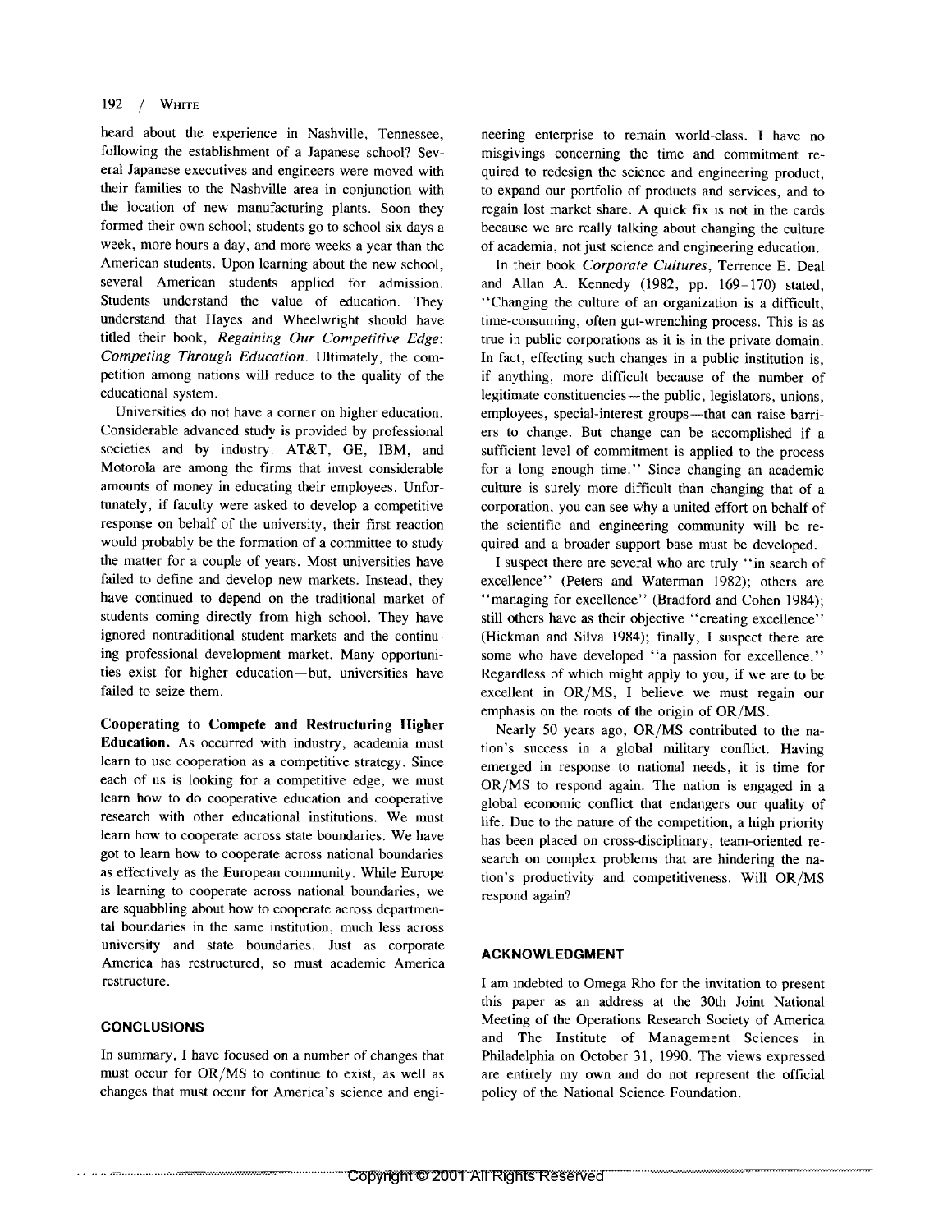heard about the experience in Nashville, Tennessee, following the establishment of a Japanese school? Several Japanese executives and engineers were moved with their families to the Nashville area in conjunction with the location of new manufacturing plants. Soon they formed their own school; students go to school six days a week, more hours a day, and more weeks a year than the American students. Upon learning about the new school, several American students applied for admission. Students understand the value of education. They understand that Hayes and Wheelwright should have titled their book, *Regaining Our Competitive Edge: Competing Through Education*. Ultimately, the competition among nations will reduce to the quality of the educational system.

Universities do not have a corner on higher education. Considerable advanced study is provided by professional societies and by industry. AT&T, GE, IBM, and Motorola are among the firms that invest considerable amounts of money in educating their employees. Unfortunately, if faculty were asked to develop a competitive response on behalf of the university, their first reaction would probably be the formation of a committee to study the matter for a couple of years. Most universities have failed to define and develop new markets. Instead, they have continued to depend on the traditional market of students coming directly from high school. They have ignored nontraditional student markets and the continuing professional development market. Many opportunities exist for higher education—but, universities have failed to seize them.

**Cooperating to Compete and Restructuring Higher Education.** As occurred with industry, academia must learn to use cooperation as a competitive strategy. Since each of us is looking for a competitive edge, we must learn how to do cooperative education and cooperative research with other educational institutions. We must learn how to cooperate across state boundaries. We have got to learn how to cooperate across national boundaries as effectively as the European community. While Europe is learning to cooperate across national boundaries, we are squabbling about how to cooperate across departmental boundaries in the same institution, much less across university and state boundaries. Just as corporate America has restructured, so must academic America restructure.

## CONCLUSIONS

In summary, I have focused on a number of changes that must occur for OR/MS to continue to exist, as well as changes that must occur for America's science and engineering enterprise to remain world-class. I have no misgivings concerning the time and commitment required to redesign the science and engineering product, to expand our portfolio of products and services, and to regain lost market share. A quick fix is not in the cards because we are really talking about changing the culture of academia, not just science and engineering education.

In their book *Corporate Cultures*, Terrence E. Deal and Allan A. Kennedy (1982, pp. 169–170) stated, "Changing the culture of an organization is a difficult, time-consuming, often gut-wrenching process. This is as true in public corporations as it is in the private domain. In fact, effecting such changes in a public institution is, if anything, more difficult because of the number of legitimate constituencies—the public, legislators, unions, employees, special-interest groups—that can raise barriers to change. But change can be accomplished if a sufficient level of commitment is applied to the process for a long enough time." Since changing an academic culture is surely more difficult than changing that of a corporation, you can see why a united effort on behalf of the scientific and engineering community will be required and a broader support base must be developed.

I suspect there are several who are truly "in search of excellence" (Peters and Waterman 1982); others are "managing for excellence" (Bradford and Cohen 1984); still others have as their objective "creating excellence" (Hickman and Silva 1984); finally, I suspect there are some who have developed "a passion for excellence." Regardless of which might apply to you, if we are to be excellent in OR/MS, I believe we must regain our emphasis on the roots of the origin of OR/MS.

Nearly 50 years ago, OR/MS contributed to the nation's success in a global military conflict. Having emerged in response to national needs, it is time for OR/MS to respond again. The nation is engaged in a global economic conflict that endangers our quality of life. Due to the nature of the competition, a high priority has been placed on cross-disciplinary, team-oriented research on complex problems that are hindering the nation's productivity and competitiveness. Will OR/MS respond again?

## ACKNOWLEDGMENT

I am indebted to Omega Rho for the invitation to present this paper as an address at the 30th Joint National Meeting of the Operations Research Society of America and The Institute of Management Sciences in Philadelphia on October 31, 1990. The views expressed are entirely my own and do not represent the official policy of the National Science Foundation.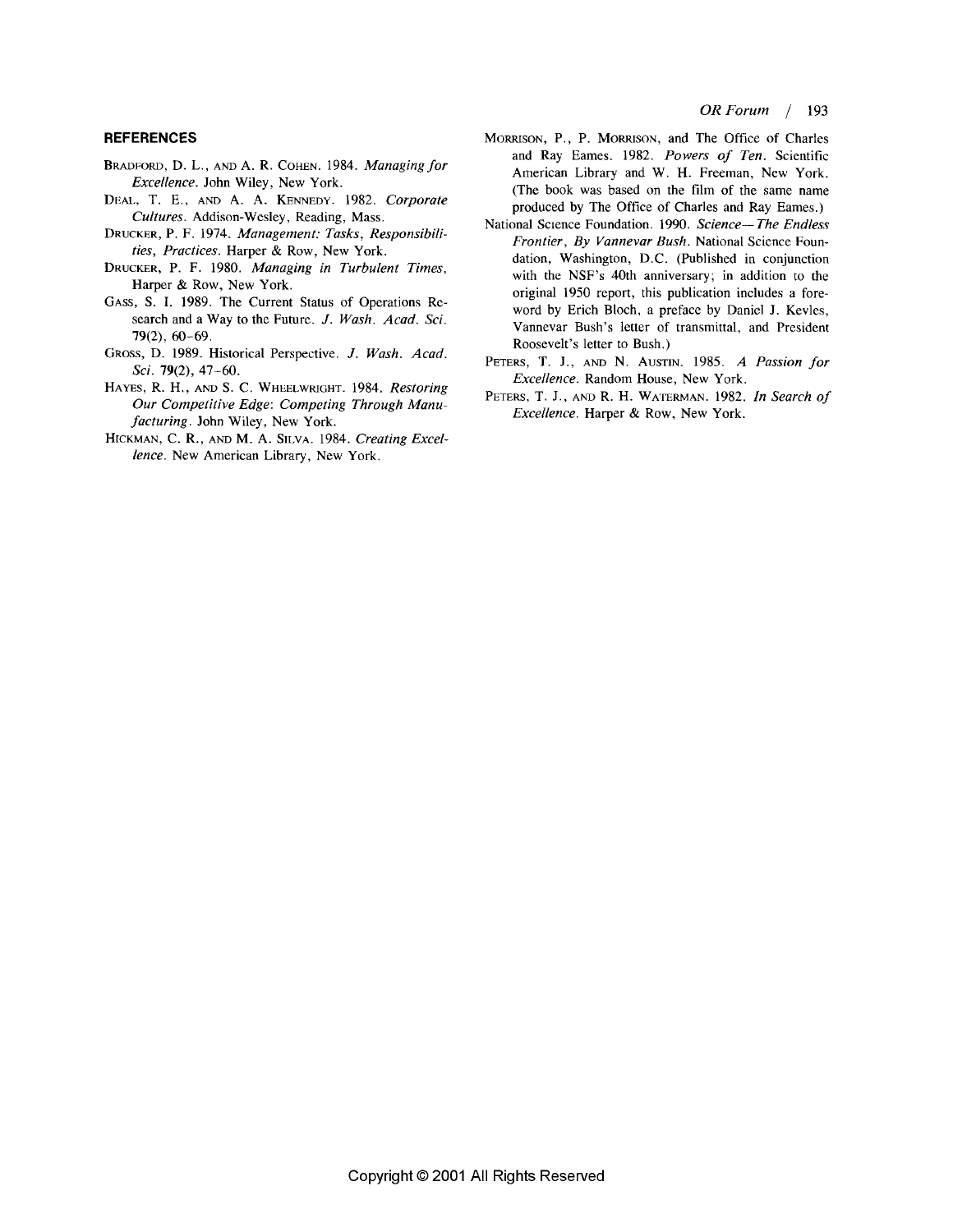## REFERENCES

Bradford, D. L., and A. R. Cohen. 1984. *Managing for Excellence.* John Wiley, New York.

Deal, T. E., and A. A. Kennedy. 1982. *Corporate Cultures.* Addison-Wesley, Reading, Mass.

Drucker, P. F. 1974. *Management: Tasks, Responsibilities, Practices.* Harper & Row, New York.

Drucker, P. F. 1980. *Managing in Turbulent Times,* Harper & Row, New York.

Gass, S. I. 1989. The Current Status of Operations Research and a Way to the Future. *J. Wash. Acad. Sci.* **79**(2), 60–69.

Gross, D. 1989. Historical Perspective. *J. Wash. Acad. Sci.* **79**(2), 47–60.

Hayes, R. H., and S. C. Wheelwright. 1984. *Restoring Our Competitive Edge: Competing Through Manufacturing.* John Wiley, New York.

Hickman, C. R., and M. A. Silva. 1984. *Creating Excellence.* New American Library, New York.

Morrison, P., P. Morrison, and The Office of Charles and Ray Eames. 1982. *Powers of Ten.* Scientific American Library and W. H. Freeman, New York. (The book was based on the film of the same name produced by The Office of Charles and Ray Eames.)

National Science Foundation. 1990. *Science—The Endless Frontier, By Vannevar Bush.* National Science Foundation, Washington, D.C. (Published in conjunction with the NSF's 40th anniversary; in addition to the original 1950 report, this publication includes a foreword by Erich Bloch, a preface by Daniel J. Kevles, Vannevar Bush's letter of transmittal, and President Roosevelt's letter to Bush.)

Peters, T. J., and N. Austin. 1985. *A Passion for Excellence.* Random House, New York.

Peters, T. J., and R. H. Waterman. 1982. *In Search of Excellence.* Harper & Row, New York.